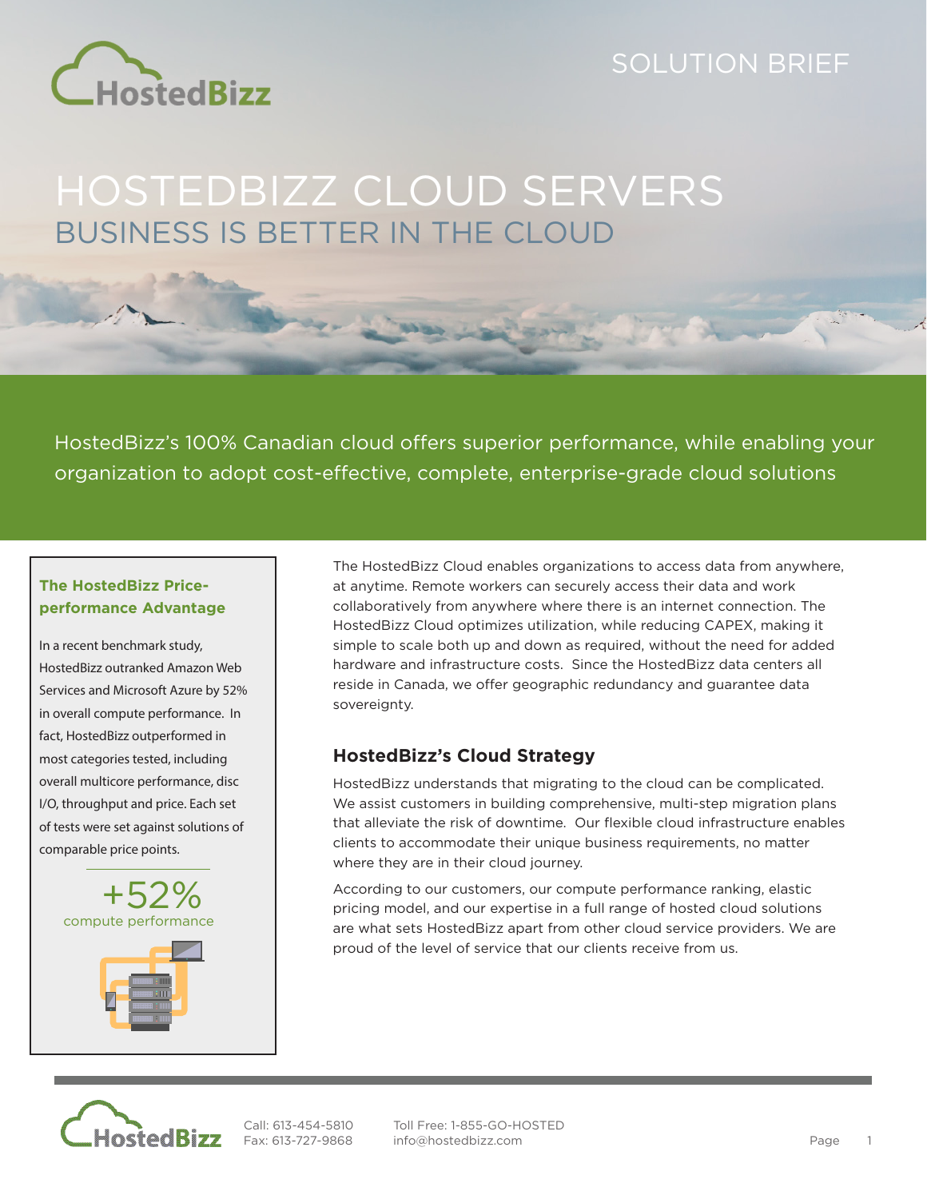SOLUTION BRIEF

# HOSTEDBIZZ CLOUD SERVERS

## BUSINESS IS BETTER IN THE CLOUD

HostedBizz's 100% Canadian cloud offers superior performance, while enabling your organization to adopt cost-effective, complete, enterprise-grade cloud solutions

### The HostedBizz Price-performance Advantage

In a recent benchmark study, HostedBizz outranked Amazon Web Services and Microsoft Azure by 52% in overall compute performance. In fact, HostedBizz outperformed in most categories tested, including overall multicore performance, disc I/O, throughput and price. Each set of tests were set against solutions of comparable price points.

**+52%**
compute performance

The HostedBizz Cloud enables organizations to access data from anywhere, at anytime. Remote workers can securely access their data and work collaboratively from anywhere where there is an internet connection. The HostedBizz Cloud optimizes utilization, while reducing CAPEX, making it simple to scale both up and down as required, without the need for added hardware and infrastructure costs. Since the HostedBizz data centers all reside in Canada, we offer geographic redundancy and guarantee data sovereignty.

### HostedBizz's Cloud Strategy

HostedBizz understands that migrating to the cloud can be complicated. We assist customers in building comprehensive, multi-step migration plans that alleviate the risk of downtime. Our flexible cloud infrastructure enables clients to accommodate their unique business requirements, no matter where they are in their cloud journey.

According to our customers, our compute performance ranking, elastic pricing model, and our expertise in a full range of hosted cloud solutions are what sets HostedBizz apart from other cloud service providers. We are proud of the level of service that our clients receive from us.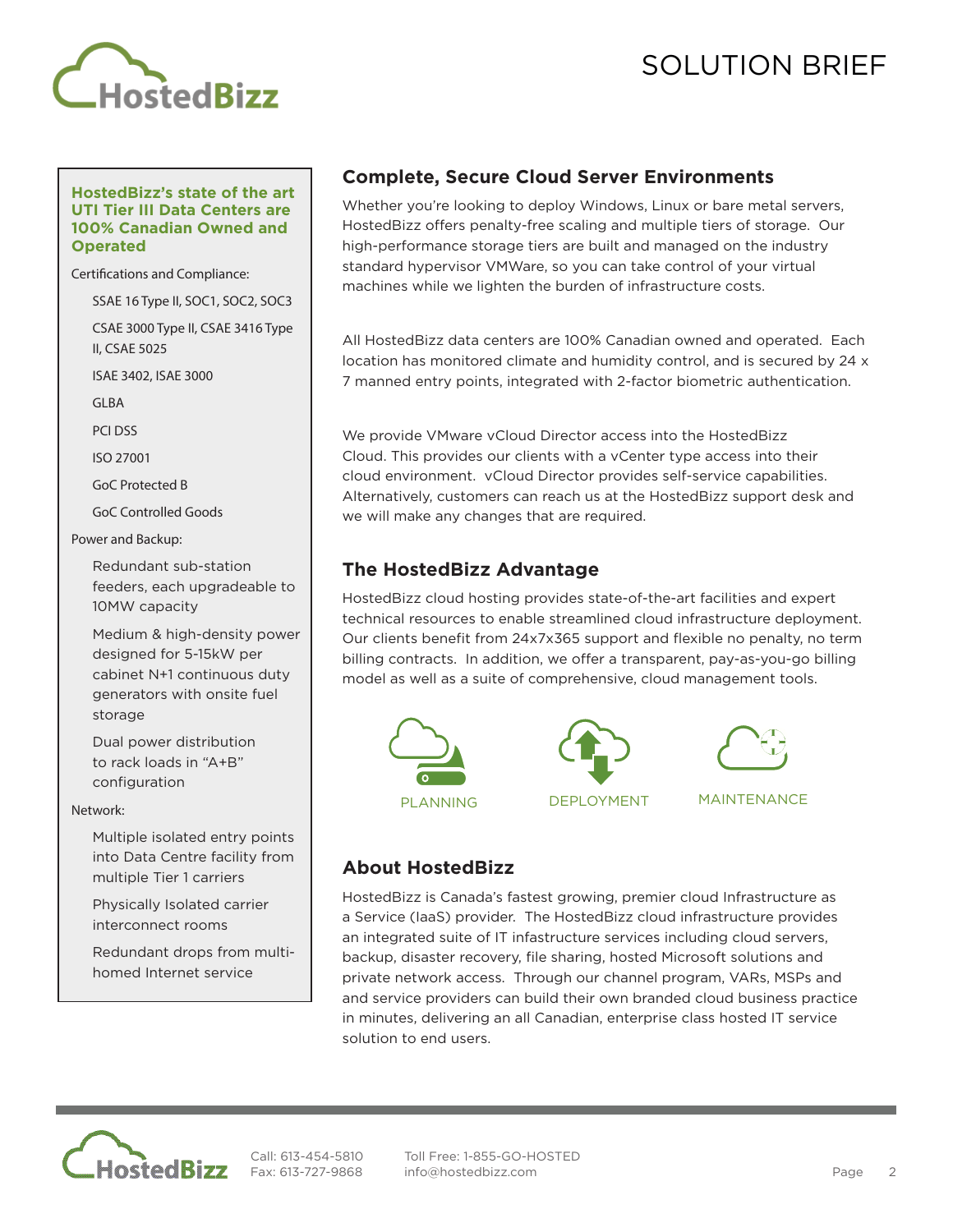# SOLUTION BRIEF

**HostedBizz's state of the art UTI Tier III Data Centers are 100% Canadian Owned and Operated**

Certifications and Compliance:

- SSAE 16 Type II, SOC1, SOC2, SOC3
- CSAE 3000 Type II, CSAE 3416 Type II, CSAE 5025
- ISAE 3402, ISAE 3000
- GLBA
- PCI DSS
- ISO 27001
- GoC Protected B
- GoC Controlled Goods

Power and Backup:

- Redundant sub-station feeders, each upgradeable to 10MW capacity
- Medium & high-density power designed for 5-15kW per cabinet N+1 continuous duty generators with onsite fuel storage
- Dual power distribution to rack loads in "A+B" configuration

Network:

- Multiple isolated entry points into Data Centre facility from multiple Tier 1 carriers
- Physically Isolated carrier interconnect rooms
- Redundant drops from multi-homed Internet service

## Complete, Secure Cloud Server Environments

Whether you're looking to deploy Windows, Linux or bare metal servers, HostedBizz offers penalty-free scaling and multiple tiers of storage. Our high-performance storage tiers are built and managed on the industry standard hypervisor VMWare, so you can take control of your virtual machines while we lighten the burden of infrastructure costs.

All HostedBizz data centers are 100% Canadian owned and operated. Each location has monitored climate and humidity control, and is secured by 24 x 7 manned entry points, integrated with 2-factor biometric authentication.

We provide VMware vCloud Director access into the HostedBizz Cloud. This provides our clients with a vCenter type access into their cloud environment. vCloud Director provides self-service capabilities. Alternatively, customers can reach us at the HostedBizz support desk and we will make any changes that are required.

## The HostedBizz Advantage

HostedBizz cloud hosting provides state-of-the-art facilities and expert technical resources to enable streamlined cloud infrastructure deployment. Our clients benefit from 24x7x365 support and flexible no penalty, no term billing contracts. In addition, we offer a transparent, pay-as-you-go billing model as well as a suite of comprehensive, cloud management tools.

PLANNING

DEPLOYMENT

MAINTENANCE

## About HostedBizz

HostedBizz is Canada's fastest growing, premier cloud Infrastructure as a Service (IaaS) provider. The HostedBizz cloud infrastructure provides an integrated suite of IT infastructure services including cloud servers, backup, disaster recovery, file sharing, hosted Microsoft solutions and private network access. Through our channel program, VARs, MSPs and and service providers can build their own branded cloud business practice in minutes, delivering an all Canadian, enterprise class hosted IT service solution to end users.

Call: 613-454-5810
Fax: 613-727-9868

Toll Free: 1-855-GO-HOSTED
info@hostedbizz.com